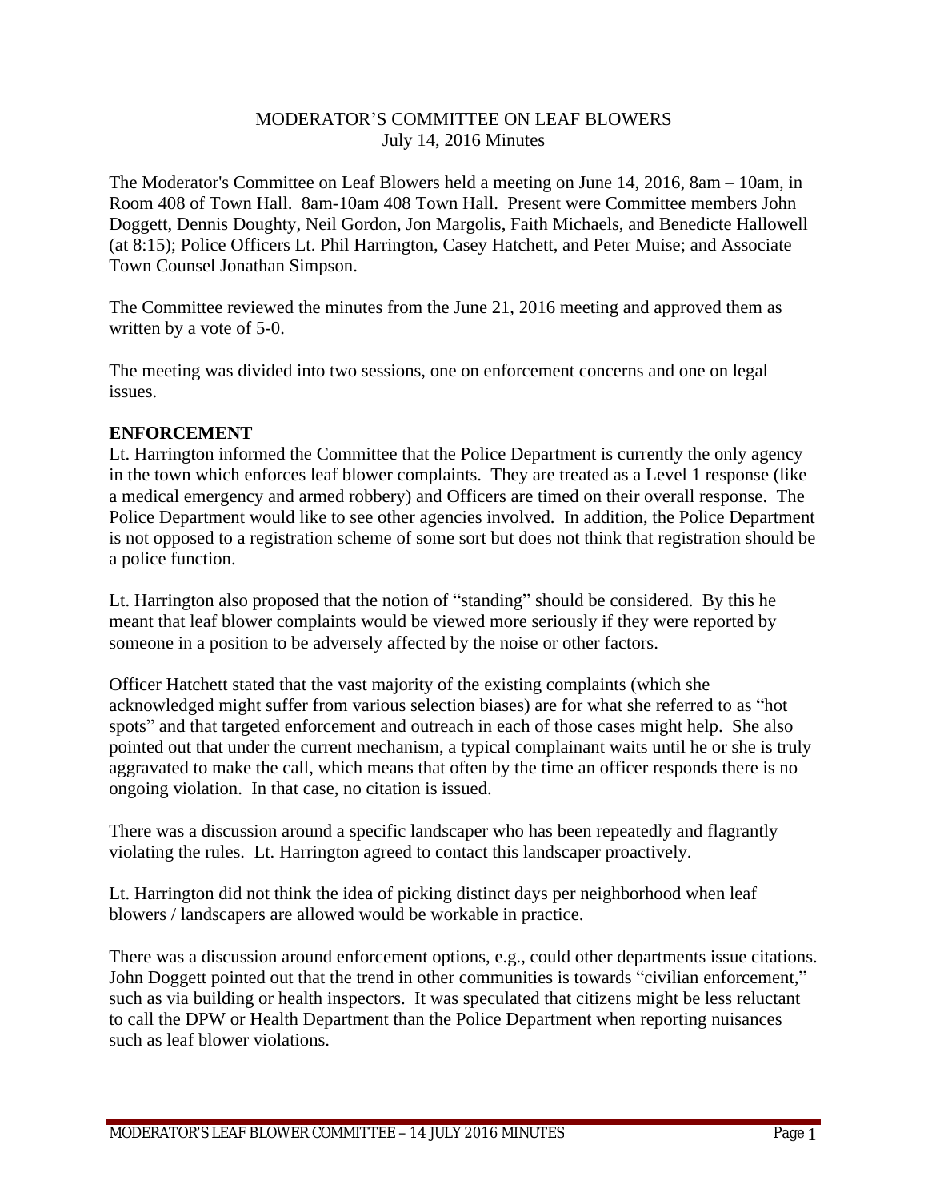MODERATOR'S COMMITTEE ON LEAF BLOWERS
July 14, 2016 Minutes

The Moderator's Committee on Leaf Blowers held a meeting on June 14, 2016, 8am – 10am, in Room 408 of Town Hall. 8am-10am 408 Town Hall. Present were Committee members John Doggett, Dennis Doughty, Neil Gordon, Jon Margolis, Faith Michaels, and Benedicte Hallowell (at 8:15); Police Officers Lt. Phil Harrington, Casey Hatchett, and Peter Muise; and Associate Town Counsel Jonathan Simpson.

The Committee reviewed the minutes from the June 21, 2016 meeting and approved them as written by a vote of 5-0.

The meeting was divided into two sessions, one on enforcement concerns and one on legal issues.

**ENFORCEMENT**

Lt. Harrington informed the Committee that the Police Department is currently the only agency in the town which enforces leaf blower complaints. They are treated as a Level 1 response (like a medical emergency and armed robbery) and Officers are timed on their overall response. The Police Department would like to see other agencies involved. In addition, the Police Department is not opposed to a registration scheme of some sort but does not think that registration should be a police function.

Lt. Harrington also proposed that the notion of "standing" should be considered. By this he meant that leaf blower complaints would be viewed more seriously if they were reported by someone in a position to be adversely affected by the noise or other factors.

Officer Hatchett stated that the vast majority of the existing complaints (which she acknowledged might suffer from various selection biases) are for what she referred to as "hot spots" and that targeted enforcement and outreach in each of those cases might help. She also pointed out that under the current mechanism, a typical complainant waits until he or she is truly aggravated to make the call, which means that often by the time an officer responds there is no ongoing violation. In that case, no citation is issued.

There was a discussion around a specific landscaper who has been repeatedly and flagrantly violating the rules. Lt. Harrington agreed to contact this landscaper proactively.

Lt. Harrington did not think the idea of picking distinct days per neighborhood when leaf blowers / landscapers are allowed would be workable in practice.

There was a discussion around enforcement options, e.g., could other departments issue citations. John Doggett pointed out that the trend in other communities is towards "civilian enforcement," such as via building or health inspectors. It was speculated that citizens might be less reluctant to call the DPW or Health Department than the Police Department when reporting nuisances such as leaf blower violations.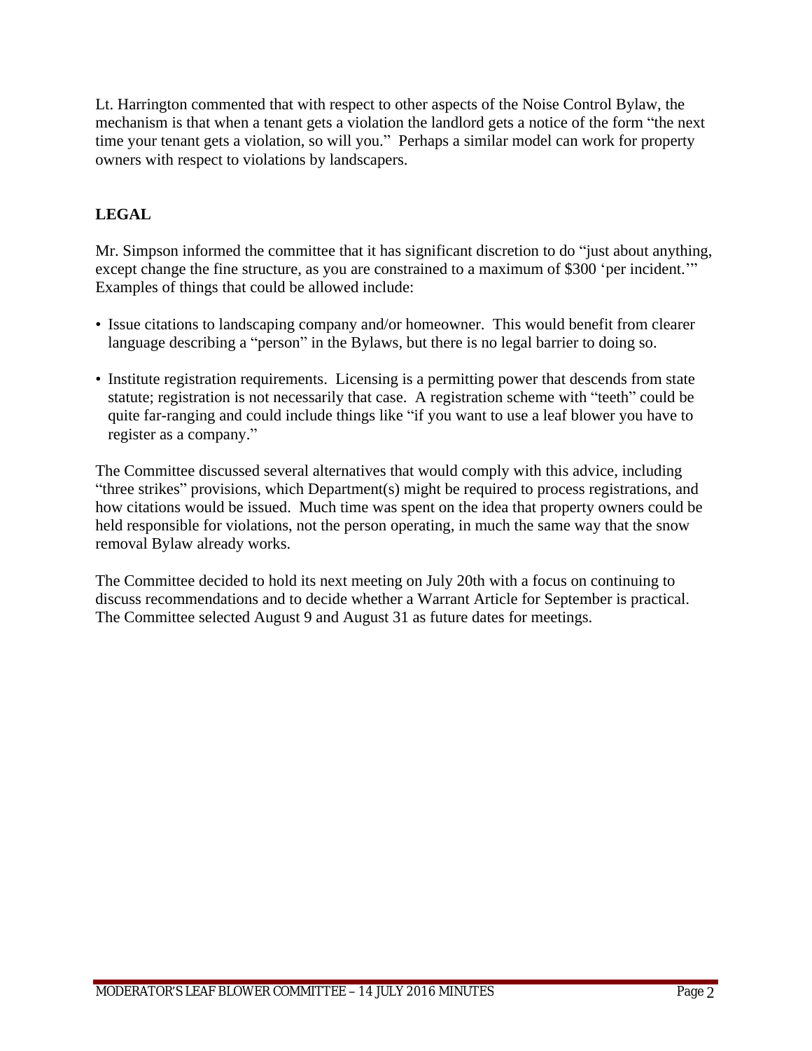Lt. Harrington commented that with respect to other aspects of the Noise Control Bylaw, the mechanism is that when a tenant gets a violation the landlord gets a notice of the form "the next time your tenant gets a violation, so will you." Perhaps a similar model can work for property owners with respect to violations by landscapers.

## LEGAL

Mr. Simpson informed the committee that it has significant discretion to do "just about anything, except change the fine structure, as you are constrained to a maximum of $300 'per incident.'" Examples of things that could be allowed include:

- Issue citations to landscaping company and/or homeowner. This would benefit from clearer language describing a "person" in the Bylaws, but there is no legal barrier to doing so.
- Institute registration requirements. Licensing is a permitting power that descends from state statute; registration is not necessarily that case. A registration scheme with "teeth" could be quite far-ranging and could include things like "if you want to use a leaf blower you have to register as a company."

The Committee discussed several alternatives that would comply with this advice, including "three strikes" provisions, which Department(s) might be required to process registrations, and how citations would be issued. Much time was spent on the idea that property owners could be held responsible for violations, not the person operating, in much the same way that the snow removal Bylaw already works.

The Committee decided to hold its next meeting on July 20th with a focus on continuing to discuss recommendations and to decide whether a Warrant Article for September is practical. The Committee selected August 9 and August 31 as future dates for meetings.